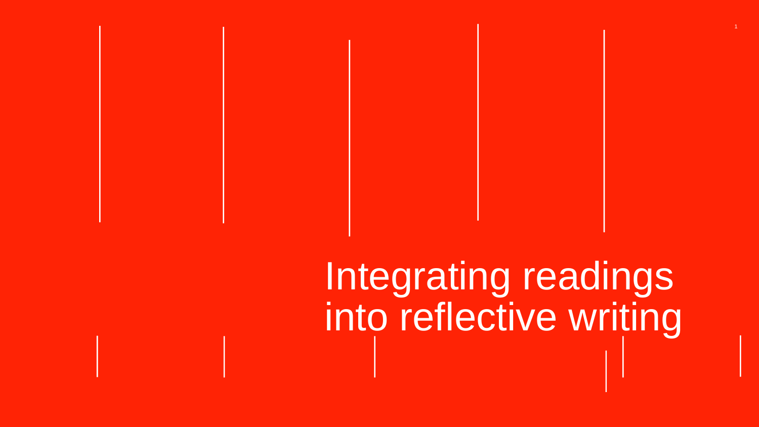# Integrating readings into reflective writing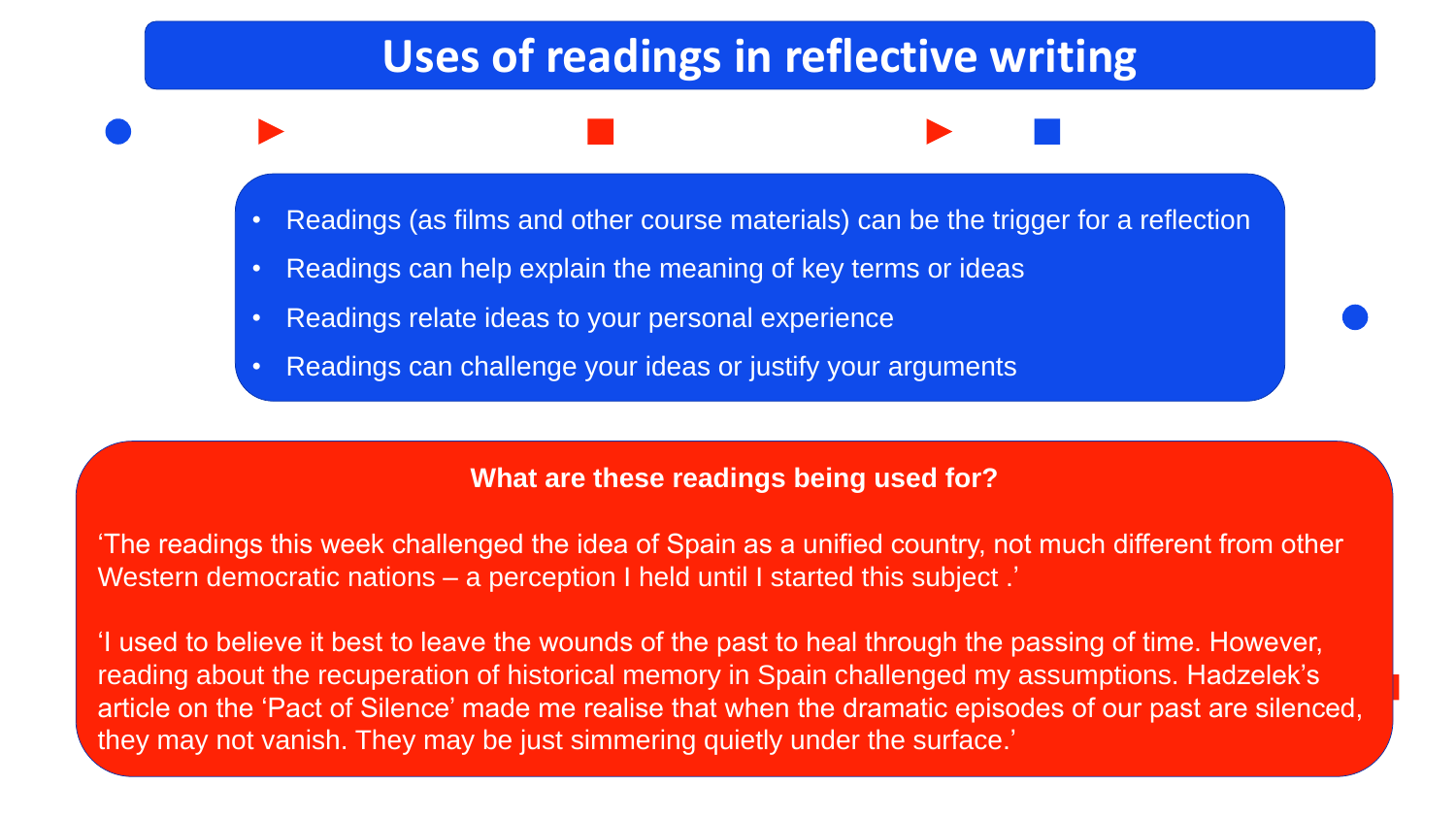# Uses of readings in reflective writing

- Readings (as films and other course materials) can be the trigger for a reflection
- Readings can help explain the meaning of key terms or ideas
- Readings relate ideas to your personal experience
- Readings can challenge your ideas or justify your arguments

**What are these readings being used for?**

‘The readings this week challenged the idea of Spain as a unified country, not much different from other Western democratic nations – a perception I held until I started this subject .’

‘I used to believe it best to leave the wounds of the past to heal through the passing of time. However, reading about the recuperation of historical memory in Spain challenged my assumptions. Hadzelek’s article on the ‘Pact of Silence’ made me realise that when the dramatic episodes of our past are silenced, they may not vanish. They may be just simmering quietly under the surface.’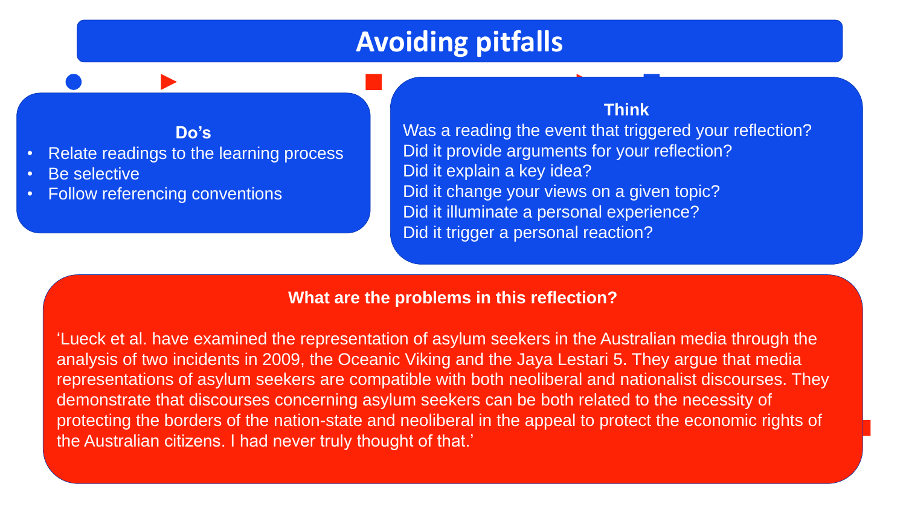# Avoiding pitfalls

### Do's

- Relate readings to the learning process
- Be selective
- Follow referencing conventions

### Think

Was a reading the event that triggered your reflection?
Did it provide arguments for your reflection?
Did it explain a key idea?
Did it change your views on a given topic?
Did it illuminate a personal experience?
Did it trigger a personal reaction?

### What are the problems in this reflection?

'Lueck et al. have examined the representation of asylum seekers in the Australian media through the analysis of two incidents in 2009, the Oceanic Viking and the Jaya Lestari 5. They argue that media representations of asylum seekers are compatible with both neoliberal and nationalist discourses. They demonstrate that discourses concerning asylum seekers can be both related to the necessity of protecting the borders of the nation-state and neoliberal in the appeal to protect the economic rights of the Australian citizens. I had never truly thought of that.'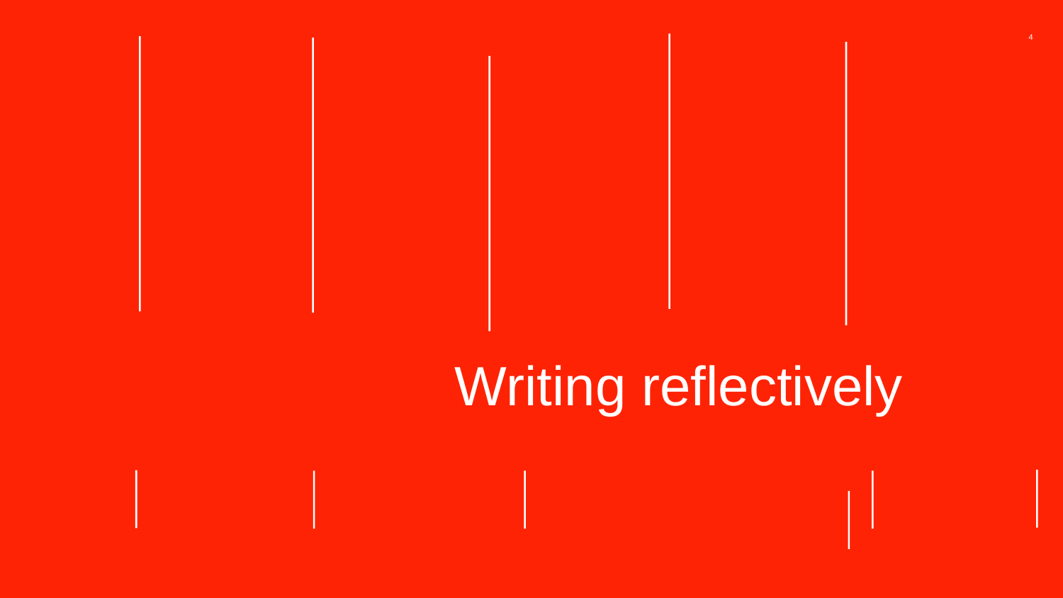# Writing reflectively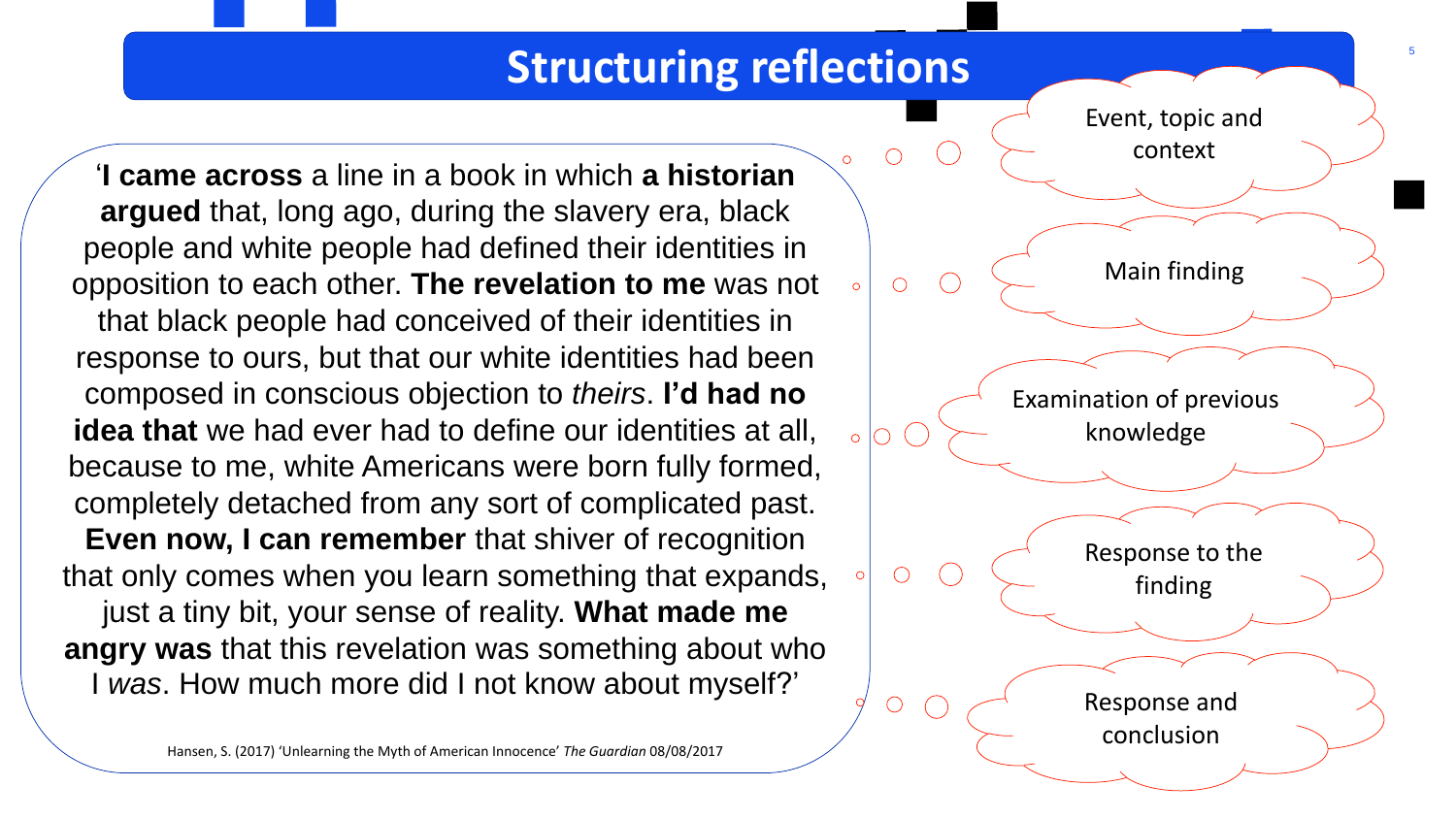# Structuring reflections

'**I came across** a line in a book in which **a historian argued** that, long ago, during the slavery era, black people and white people had defined their identities in opposition to each other. **The revelation to me** was not that black people had conceived of their identities in response to ours, but that our white identities had been composed in conscious objection to *theirs*. **I'd had no idea that** we had ever had to define our identities at all, because to me, white Americans were born fully formed, completely detached from any sort of complicated past. **Even now, I can remember** that shiver of recognition that only comes when you learn something that expands, just a tiny bit, your sense of reality. **What made me angry was** that this revelation was something about who I *was*. How much more did I not know about myself?'

Hansen, S. (2017) 'Unlearning the Myth of American Innocence' *The Guardian* 08/08/2017

- Event, topic and context
- Main finding
- Examination of previous knowledge
- Response to the finding
- Response and conclusion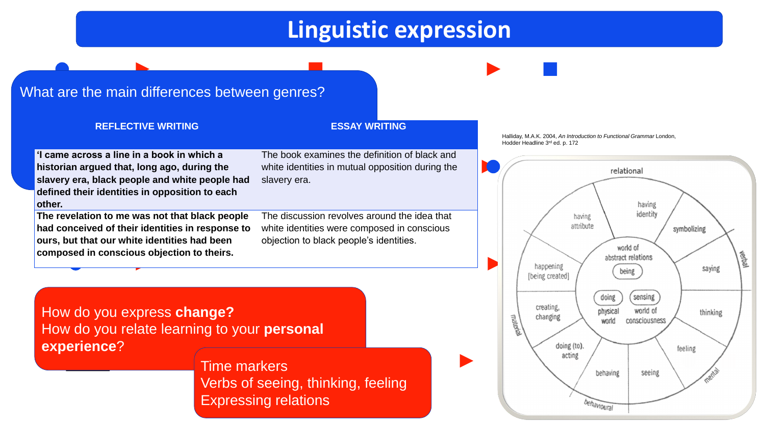# Linguistic expression

What are the main differences between genres?

| REFLECTIVE WRITING | ESSAY WRITING |
| --- | --- |
| **'I came across a line in a book in which a historian argued that, long ago, during the slavery era, black people and white people had defined their identities in opposition to each other.** | The book examines the definition of black and white identities in mutual opposition during the slavery era. |
| **The revelation to me was not that black people had conceived of their identities in response to ours, but that our white identities had been composed in conscious objection to theirs.** | The discussion revolves around the idea that white identities were composed in conscious objection to black people's identities. |

How do you express **change?**
How do you relate learning to your **personal experience**?

Time markers
Verbs of seeing, thinking, feeling
Expressing relations

Halliday, M.A.K. 2004, *An Introduction to Functional Grammar* London, Hodder Headline 3rd ed. p. 172

relational — having attribute; having identity; symbolizing
verbal — saying
mental — thinking; feeling; seeing
behavioural — behaving
material — doing (to), acting; creating, changing; happening [being created]

world of abstract relations — being
physical world — doing
world of consciousness — sensing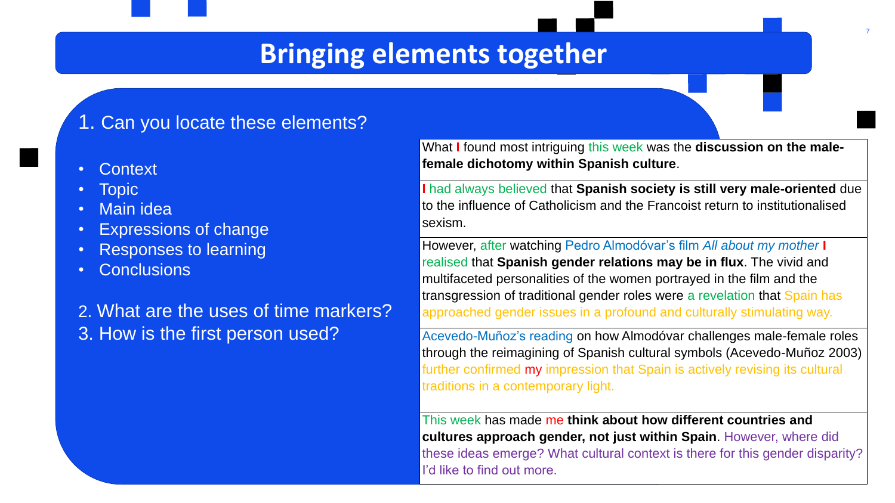# Bringing elements together

1. Can you locate these elements?

- Context
- Topic
- Main idea
- Expressions of change
- Responses to learning
- Conclusions

2. What are the uses of time markers?
3. How is the first person used?

| |
|---|
| What I found most intriguing this week was the **discussion on the male-female dichotomy within Spanish culture**. |
| I had always believed that **Spanish society is still very male-oriented** due to the influence of Catholicism and the Francoist return to institutionalised sexism. |
| However, after watching Pedro Almodóvar's film *All about my mother* I realised that **Spanish gender relations may be in flux**. The vivid and multifaceted personalities of the women portrayed in the film and the transgression of traditional gender roles were a revelation that Spain has approached gender issues in a profound and culturally stimulating way. |
| Acevedo-Muñoz's reading on how Almodóvar challenges male-female roles through the reimagining of Spanish cultural symbols (Acevedo-Muñoz 2003) further confirmed my impression that Spain is actively revising its cultural traditions in a contemporary light. |
| This week has made me **think about how different countries and cultures approach gender, not just within Spain**. However, where did these ideas emerge? What cultural context is there for this gender disparity? I'd like to find out more. |